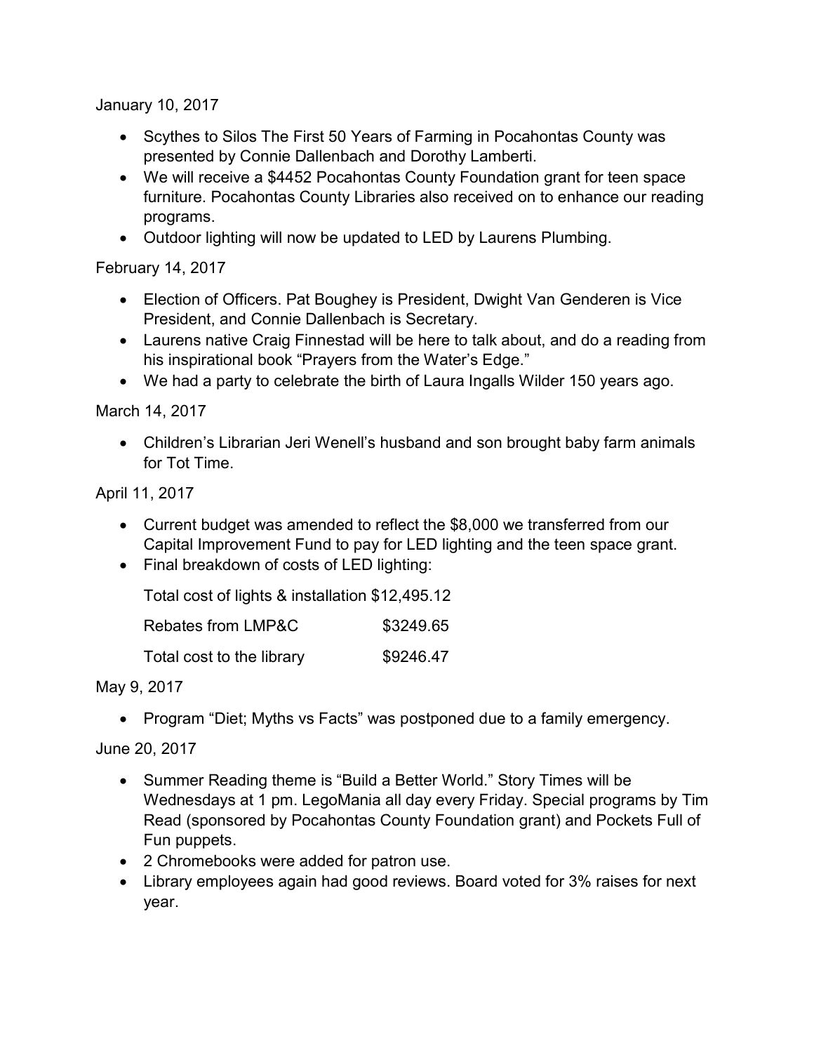January 10, 2017

- Scythes to Silos The First 50 Years of Farming in Pocahontas County was presented by Connie Dallenbach and Dorothy Lamberti.
- We will receive a $4452 Pocahontas County Foundation grant for teen space furniture. Pocahontas County Libraries also received on to enhance our reading programs.
- Outdoor lighting will now be updated to LED by Laurens Plumbing.

February 14, 2017

- Election of Officers. Pat Boughey is President, Dwight Van Genderen is Vice President, and Connie Dallenbach is Secretary.
- Laurens native Craig Finnestad will be here to talk about, and do a reading from his inspirational book "Prayers from the Water's Edge."
- We had a party to celebrate the birth of Laura Ingalls Wilder 150 years ago.

March 14, 2017

- Children's Librarian Jeri Wenell's husband and son brought baby farm animals for Tot Time.

April 11, 2017

- Current budget was amended to reflect the $8,000 we transferred from our Capital Improvement Fund to pay for LED lighting and the teen space grant.
- Final breakdown of costs of LED lighting:

| | |
|---|---|
| Total cost of lights & installation | $12,495.12 |
| Rebates from LMP&C | $3249.65 |
| Total cost to the library | $9246.47 |

May 9, 2017

- Program "Diet; Myths vs Facts" was postponed due to a family emergency.

June 20, 2017

- Summer Reading theme is "Build a Better World." Story Times will be Wednesdays at 1 pm. LegoMania all day every Friday. Special programs by Tim Read (sponsored by Pocahontas County Foundation grant) and Pockets Full of Fun puppets.
- 2 Chromebooks were added for patron use.
- Library employees again had good reviews. Board voted for 3% raises for next year.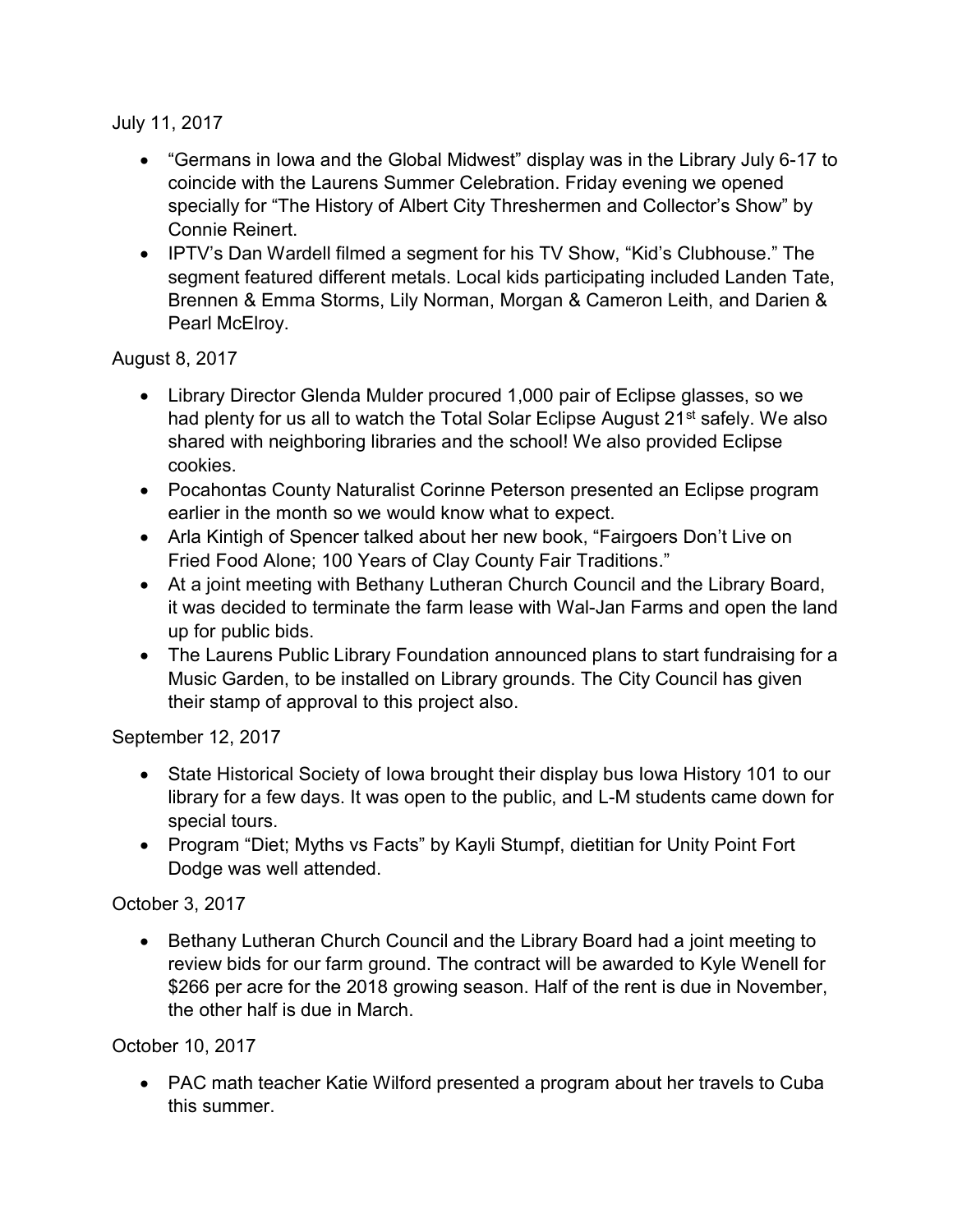July 11, 2017

- "Germans in Iowa and the Global Midwest" display was in the Library July 6-17 to coincide with the Laurens Summer Celebration. Friday evening we opened specially for "The History of Albert City Threshermen and Collector's Show" by Connie Reinert.
- IPTV's Dan Wardell filmed a segment for his TV Show, "Kid's Clubhouse." The segment featured different metals. Local kids participating included Landen Tate, Brennen & Emma Storms, Lily Norman, Morgan & Cameron Leith, and Darien & Pearl McElroy.

August 8, 2017

- Library Director Glenda Mulder procured 1,000 pair of Eclipse glasses, so we had plenty for us all to watch the Total Solar Eclipse August 21st safely. We also shared with neighboring libraries and the school! We also provided Eclipse cookies.
- Pocahontas County Naturalist Corinne Peterson presented an Eclipse program earlier in the month so we would know what to expect.
- Arla Kintigh of Spencer talked about her new book, "Fairgoers Don't Live on Fried Food Alone; 100 Years of Clay County Fair Traditions."
- At a joint meeting with Bethany Lutheran Church Council and the Library Board, it was decided to terminate the farm lease with Wal-Jan Farms and open the land up for public bids.
- The Laurens Public Library Foundation announced plans to start fundraising for a Music Garden, to be installed on Library grounds. The City Council has given their stamp of approval to this project also.

September 12, 2017

- State Historical Society of Iowa brought their display bus Iowa History 101 to our library for a few days. It was open to the public, and L-M students came down for special tours.
- Program "Diet; Myths vs Facts" by Kayli Stumpf, dietitian for Unity Point Fort Dodge was well attended.

October 3, 2017

- Bethany Lutheran Church Council and the Library Board had a joint meeting to review bids for our farm ground. The contract will be awarded to Kyle Wenell for $266 per acre for the 2018 growing season. Half of the rent is due in November, the other half is due in March.

October 10, 2017

- PAC math teacher Katie Wilford presented a program about her travels to Cuba this summer.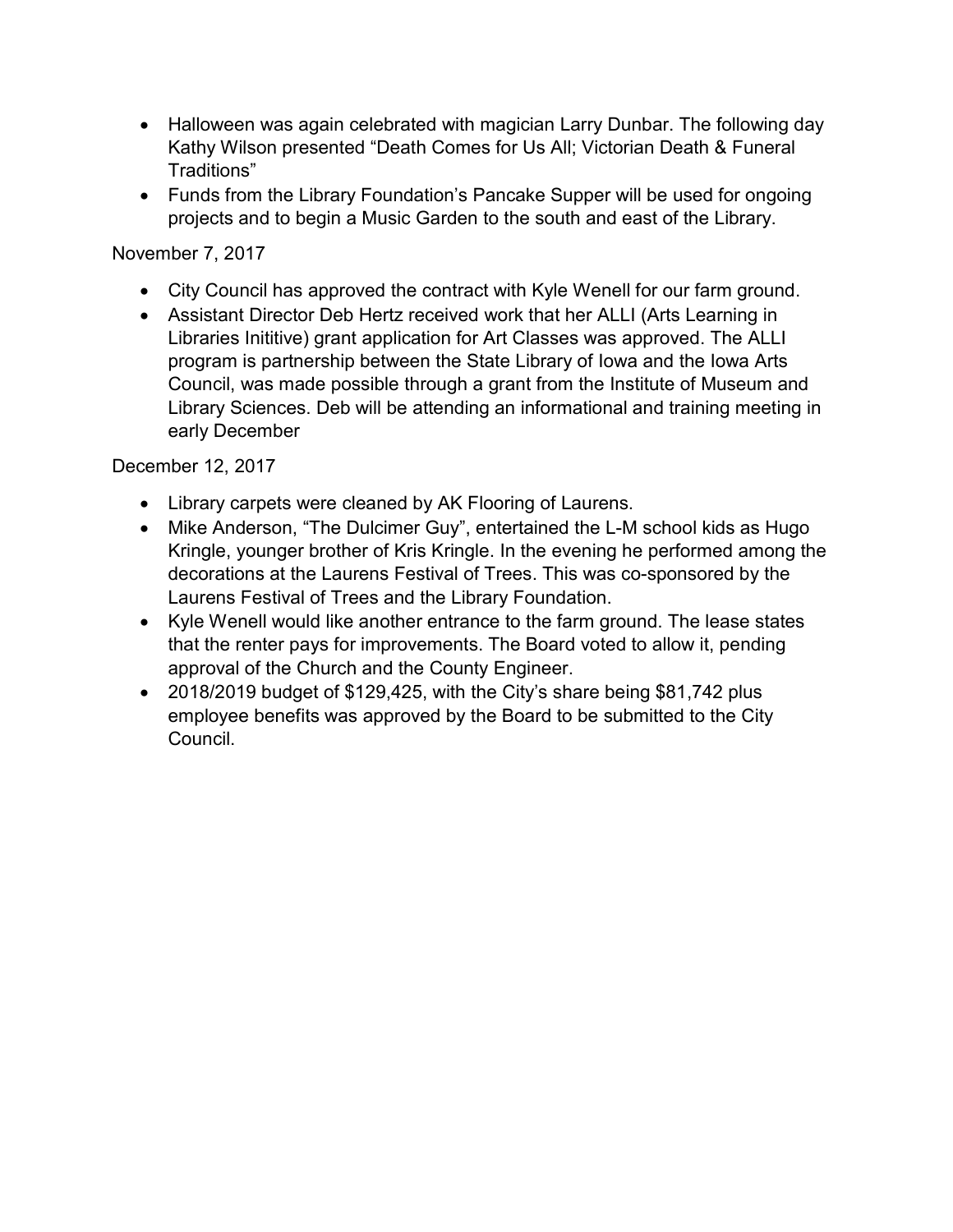- Halloween was again celebrated with magician Larry Dunbar. The following day Kathy Wilson presented "Death Comes for Us All; Victorian Death & Funeral Traditions"
- Funds from the Library Foundation's Pancake Supper will be used for ongoing projects and to begin a Music Garden to the south and east of the Library.

November 7, 2017

- City Council has approved the contract with Kyle Wenell for our farm ground.
- Assistant Director Deb Hertz received work that her ALLI (Arts Learning in Libraries Inititive) grant application for Art Classes was approved. The ALLI program is partnership between the State Library of Iowa and the Iowa Arts Council, was made possible through a grant from the Institute of Museum and Library Sciences. Deb will be attending an informational and training meeting in early December

December 12, 2017

- Library carpets were cleaned by AK Flooring of Laurens.
- Mike Anderson, "The Dulcimer Guy", entertained the L-M school kids as Hugo Kringle, younger brother of Kris Kringle. In the evening he performed among the decorations at the Laurens Festival of Trees. This was co-sponsored by the Laurens Festival of Trees and the Library Foundation.
- Kyle Wenell would like another entrance to the farm ground. The lease states that the renter pays for improvements. The Board voted to allow it, pending approval of the Church and the County Engineer.
- 2018/2019 budget of $129,425, with the City's share being $81,742 plus employee benefits was approved by the Board to be submitted to the City Council.